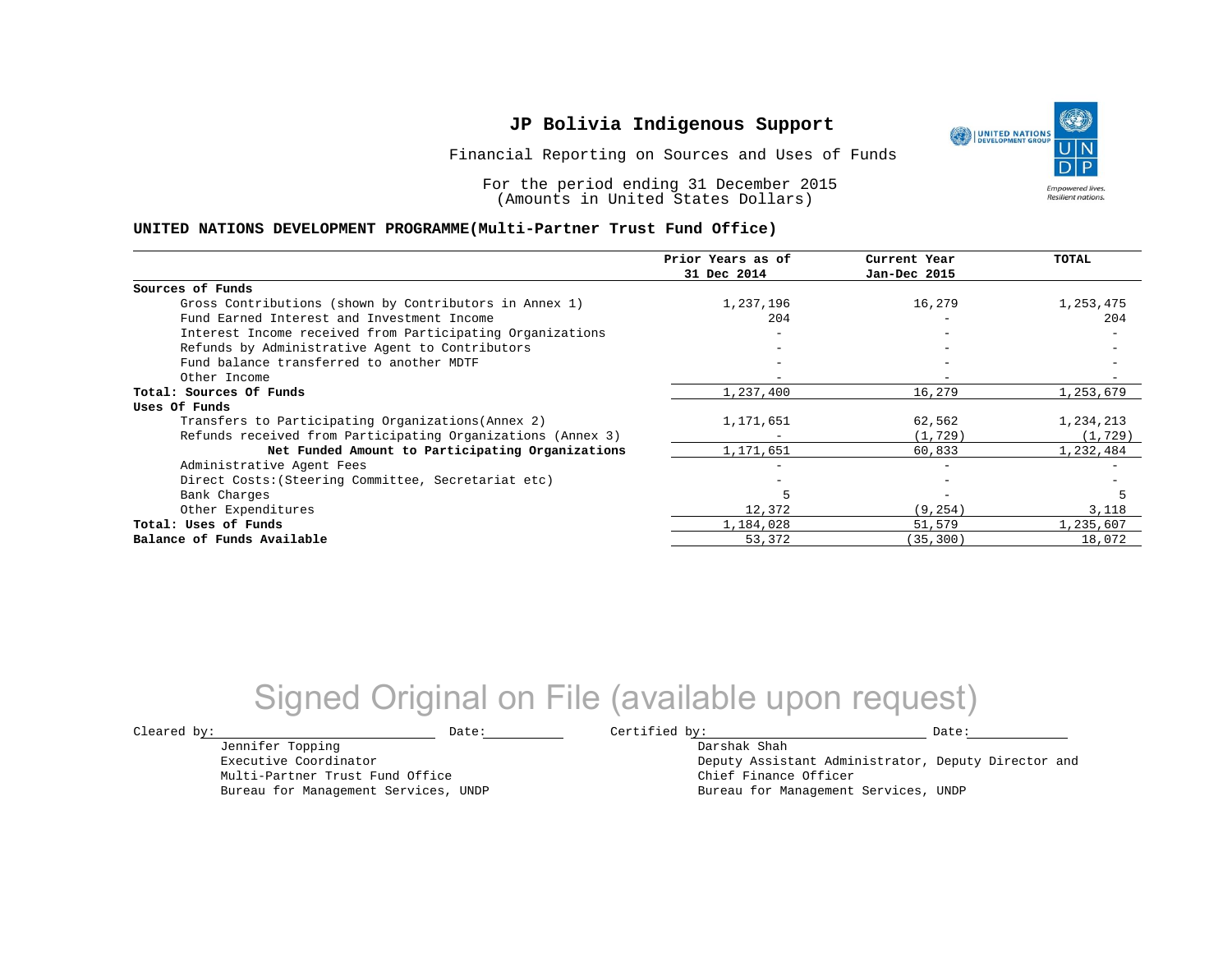# JP Bolivia Indigenous Support

Financial Reporting on Sources and Uses of Funds

For the period ending 31 December 2015
(Amounts in United States Dollars)

**UNITED NATIONS DEVELOPMENT PROGRAMME(Multi-Partner Trust Fund Office)**

| | Prior Years as of 31 Dec 2014 | Current Year Jan-Dec 2015 | TOTAL |
|---|---|---|---|
| **Sources of Funds** | | | |
| Gross Contributions (shown by Contributors in Annex 1) | 1,237,196 | 16,279 | 1,253,475 |
| Fund Earned Interest and Investment Income | 204 | - | 204 |
| Interest Income received from Participating Organizations | - | - | - |
| Refunds by Administrative Agent to Contributors | - | - | - |
| Fund balance transferred to another MDTF | - | - | - |
| Other Income | - | - | - |
| **Total: Sources Of Funds** | 1,237,400 | 16,279 | 1,253,679 |
| **Uses Of Funds** | | | |
| Transfers to Participating Organizations(Annex 2) | 1,171,651 | 62,562 | 1,234,213 |
| Refunds received from Participating Organizations (Annex 3) | - | (1,729) | (1,729) |
| **Net Funded Amount to Participating Organizations** | 1,171,651 | 60,833 | 1,232,484 |
| Administrative Agent Fees | - | - | - |
| Direct Costs:(Steering Committee, Secretariat etc) | - | - | - |
| Bank Charges | 5 | - | 5 |
| Other Expenditures | 12,372 | (9,254) | 3,118 |
| **Total: Uses of Funds** | 1,184,028 | 51,579 | 1,235,607 |
| **Balance of Funds Available** | 53,372 | (35,300) | 18,072 |

Signed Original on File (available upon request)

Cleared by: \_\_\_\_\_\_\_\_\_\_ Date: \_\_\_\_\_\_\_\_\_\_
Jennifer Topping
Executive Coordinator
Multi-Partner Trust Fund Office
Bureau for Management Services, UNDP

Certified by: \_\_\_\_\_\_\_\_\_\_ Date: \_\_\_\_\_\_\_\_\_\_
Darshak Shah
Deputy Assistant Administrator, Deputy Director and
Chief Finance Officer
Bureau for Management Services, UNDP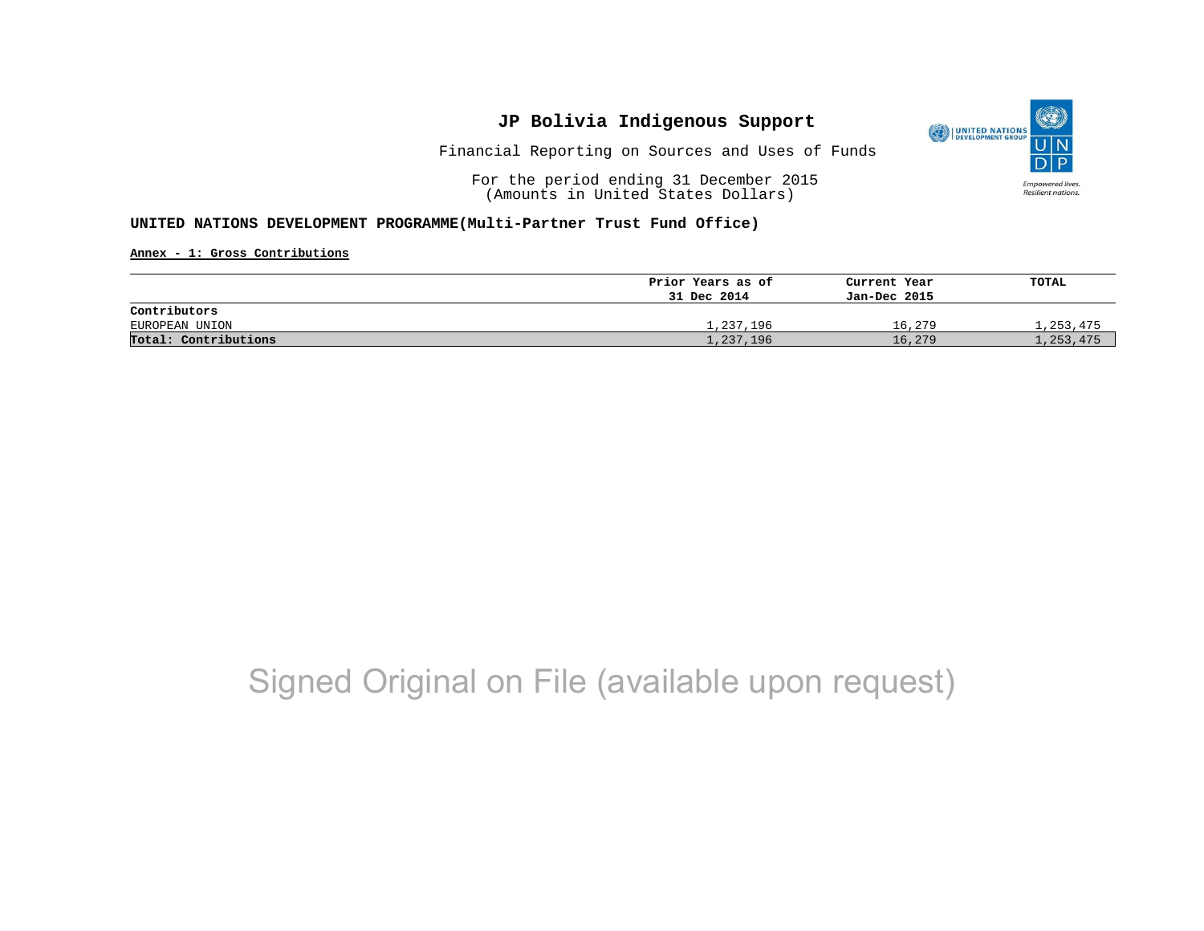# JP Bolivia Indigenous Support

Financial Reporting on Sources and Uses of Funds

For the period ending 31 December 2015
(Amounts in United States Dollars)

**UNITED NATIONS DEVELOPMENT PROGRAMME(Multi-Partner Trust Fund Office)**

**Annex - 1: Gross Contributions**

| | Prior Years as of 31 Dec 2014 | Current Year Jan-Dec 2015 | TOTAL |
|---|---|---|---|
| **Contributors** | | | |
| EUROPEAN UNION | 1,237,196 | 16,279 | 1,253,475 |
| **Total: Contributions** | 1,237,196 | 16,279 | 1,253,475 |

Signed Original on File (available upon request)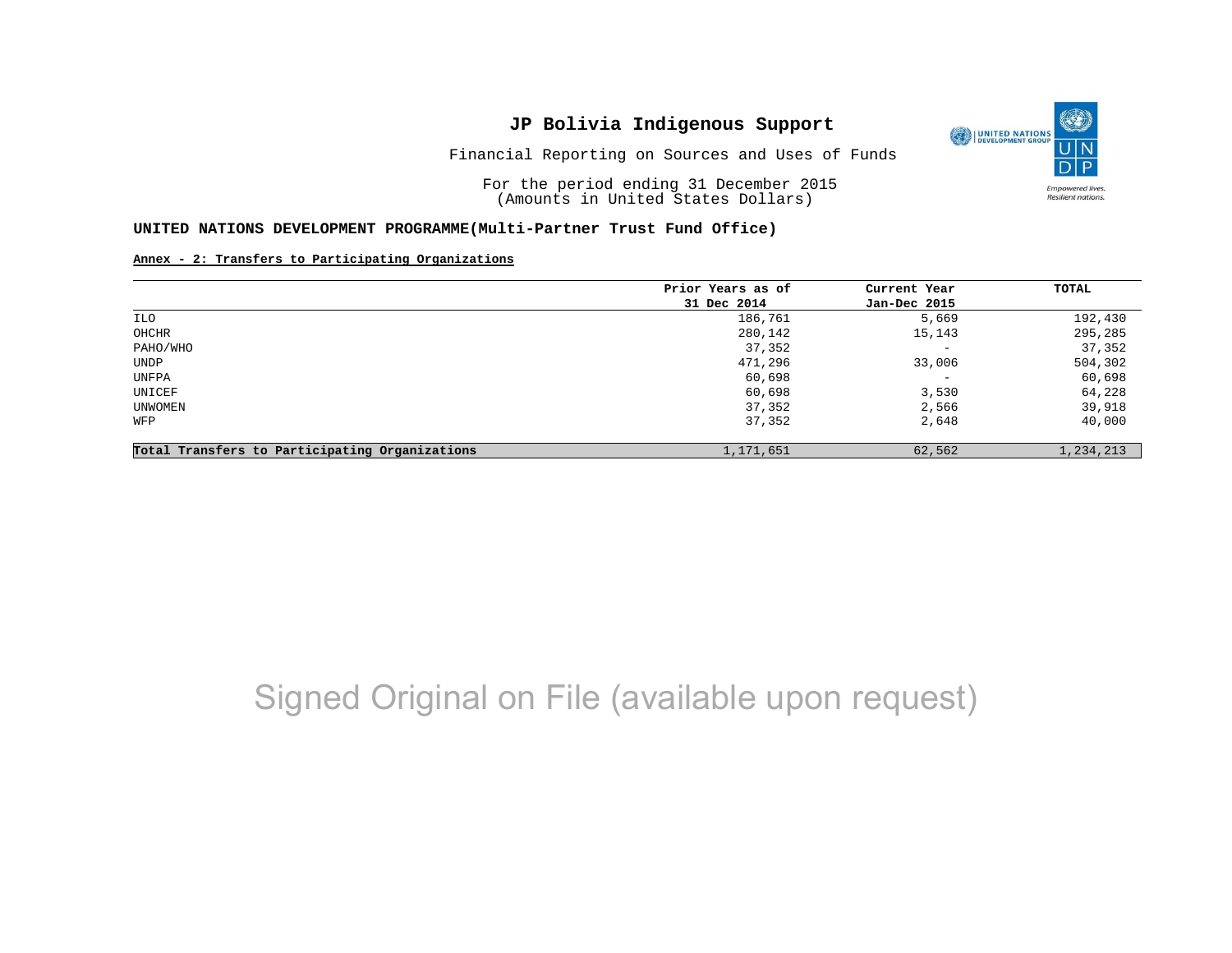# JP Bolivia Indigenous Support

Financial Reporting on Sources and Uses of Funds

For the period ending 31 December 2015
(Amounts in United States Dollars)

**UNITED NATIONS DEVELOPMENT PROGRAMME(Multi-Partner Trust Fund Office)**

**Annex - 2: Transfers to Participating Organizations**

| | Prior Years as of 31 Dec 2014 | Current Year Jan-Dec 2015 | TOTAL |
|---|---|---|---|
| ILO | 186,761 | 5,669 | 192,430 |
| OHCHR | 280,142 | 15,143 | 295,285 |
| PAHO/WHO | 37,352 | - | 37,352 |
| UNDP | 471,296 | 33,006 | 504,302 |
| UNFPA | 60,698 | - | 60,698 |
| UNICEF | 60,698 | 3,530 | 64,228 |
| UNWOMEN | 37,352 | 2,566 | 39,918 |
| WFP | 37,352 | 2,648 | 40,000 |
| **Total Transfers to Participating Organizations** | 1,171,651 | 62,562 | 1,234,213 |

Signed Original on File (available upon request)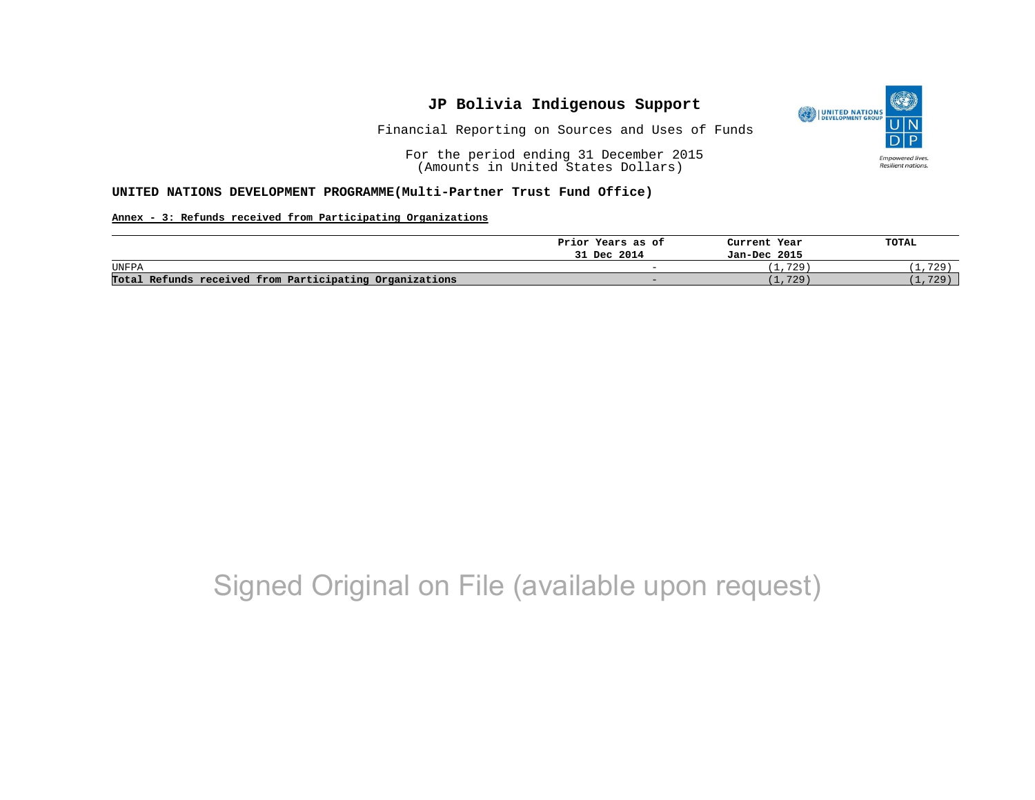# JP Bolivia Indigenous Support

Financial Reporting on Sources and Uses of Funds

For the period ending 31 December 2015
(Amounts in United States Dollars)

**UNITED NATIONS DEVELOPMENT PROGRAMME(Multi-Partner Trust Fund Office)**

**Annex - 3: Refunds received from Participating Organizations**

| | Prior Years as of 31 Dec 2014 | Current Year Jan-Dec 2015 | TOTAL |
|---|---|---|---|
| UNFPA | - | (1,729) | (1,729) |
| **Total Refunds received from Participating Organizations** | - | (1,729) | (1,729) |

Signed Original on File (available upon request)